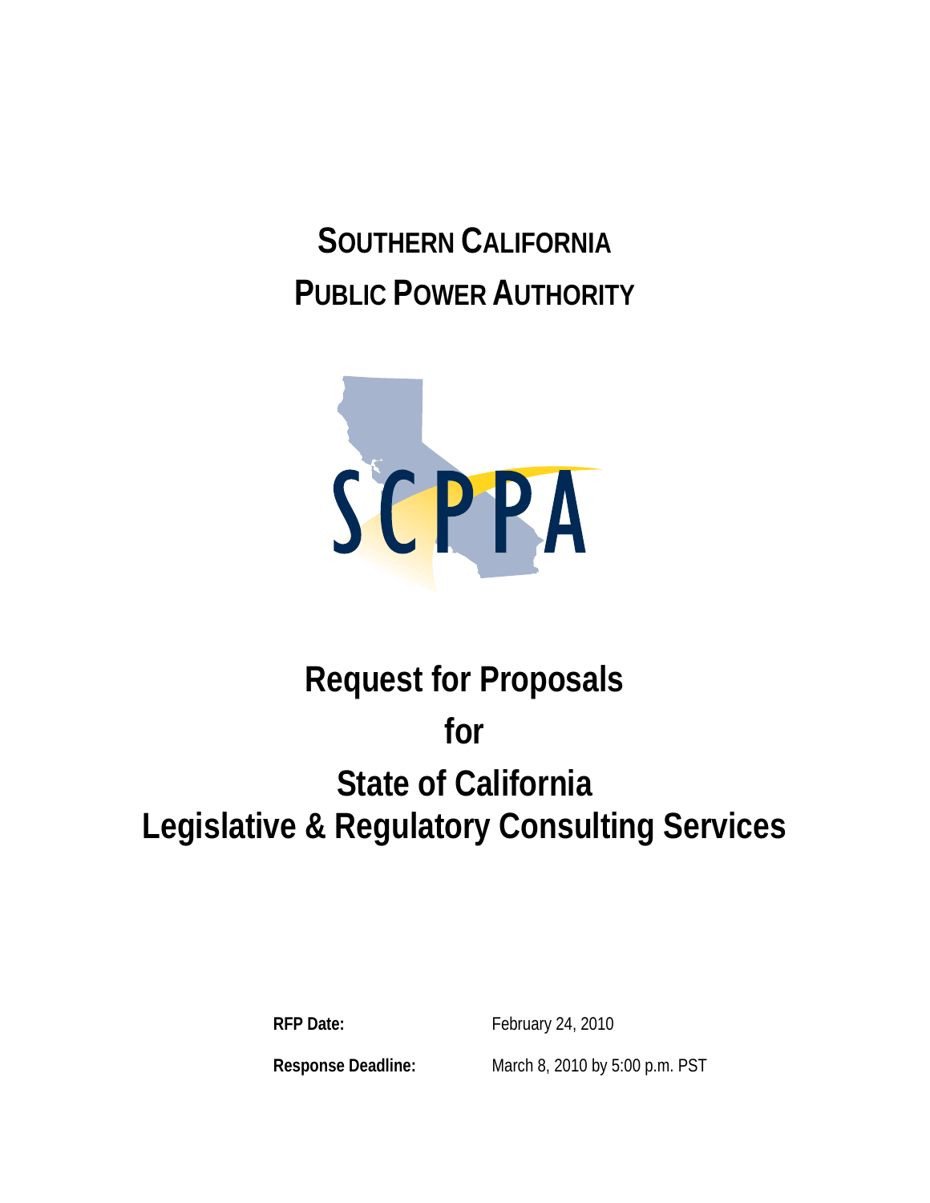# SOUTHERN CALIFORNIA PUBLIC POWER AUTHORITY

SCPPA

# Request for Proposals
# for
# State of California Legislative & Regulatory Consulting Services

**RFP Date:** February 24, 2010

**Response Deadline:** March 8, 2010 by 5:00 p.m. PST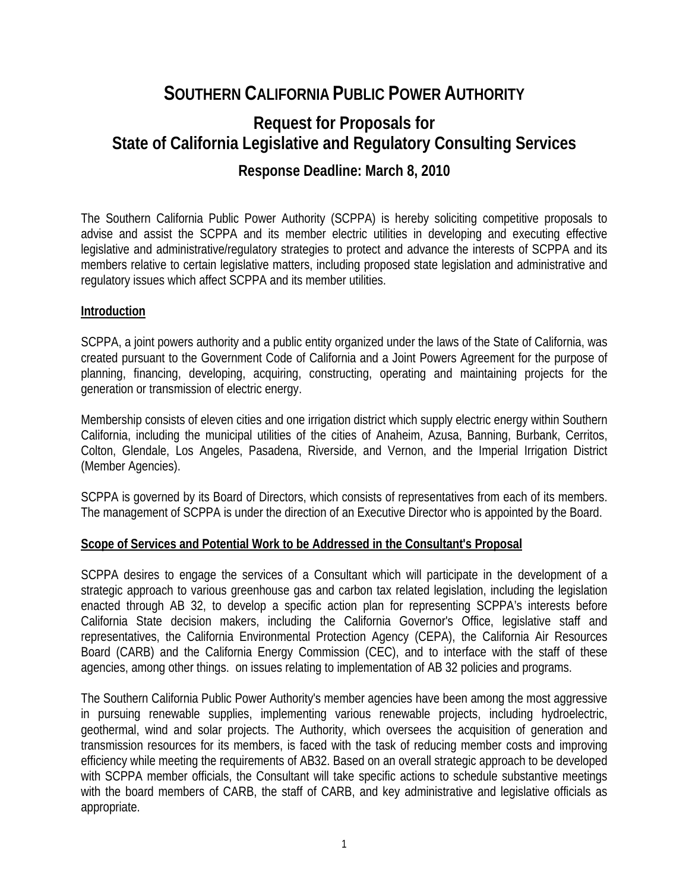# SOUTHERN CALIFORNIA PUBLIC POWER AUTHORITY

## Request for Proposals for State of California Legislative and Regulatory Consulting Services

### Response Deadline: March 8, 2010

The Southern California Public Power Authority (SCPPA) is hereby soliciting competitive proposals to advise and assist the SCPPA and its member electric utilities in developing and executing effective legislative and administrative/regulatory strategies to protect and advance the interests of SCPPA and its members relative to certain legislative matters, including proposed state legislation and administrative and regulatory issues which affect SCPPA and its member utilities.

**Introduction**

SCPPA, a joint powers authority and a public entity organized under the laws of the State of California, was created pursuant to the Government Code of California and a Joint Powers Agreement for the purpose of planning, financing, developing, acquiring, constructing, operating and maintaining projects for the generation or transmission of electric energy.

Membership consists of eleven cities and one irrigation district which supply electric energy within Southern California, including the municipal utilities of the cities of Anaheim, Azusa, Banning, Burbank, Cerritos, Colton, Glendale, Los Angeles, Pasadena, Riverside, and Vernon, and the Imperial Irrigation District (Member Agencies).

SCPPA is governed by its Board of Directors, which consists of representatives from each of its members. The management of SCPPA is under the direction of an Executive Director who is appointed by the Board.

**Scope of Services and Potential Work to be Addressed in the Consultant's Proposal**

SCPPA desires to engage the services of a Consultant which will participate in the development of a strategic approach to various greenhouse gas and carbon tax related legislation, including the legislation enacted through AB 32, to develop a specific action plan for representing SCPPA's interests before California State decision makers, including the California Governor's Office, legislative staff and representatives, the California Environmental Protection Agency (CEPA), the California Air Resources Board (CARB) and the California Energy Commission (CEC), and to interface with the staff of these agencies, among other things. on issues relating to implementation of AB 32 policies and programs.

The Southern California Public Power Authority's member agencies have been among the most aggressive in pursuing renewable supplies, implementing various renewable projects, including hydroelectric, geothermal, wind and solar projects. The Authority, which oversees the acquisition of generation and transmission resources for its members, is faced with the task of reducing member costs and improving efficiency while meeting the requirements of AB32. Based on an overall strategic approach to be developed with SCPPA member officials, the Consultant will take specific actions to schedule substantive meetings with the board members of CARB, the staff of CARB, and key administrative and legislative officials as appropriate.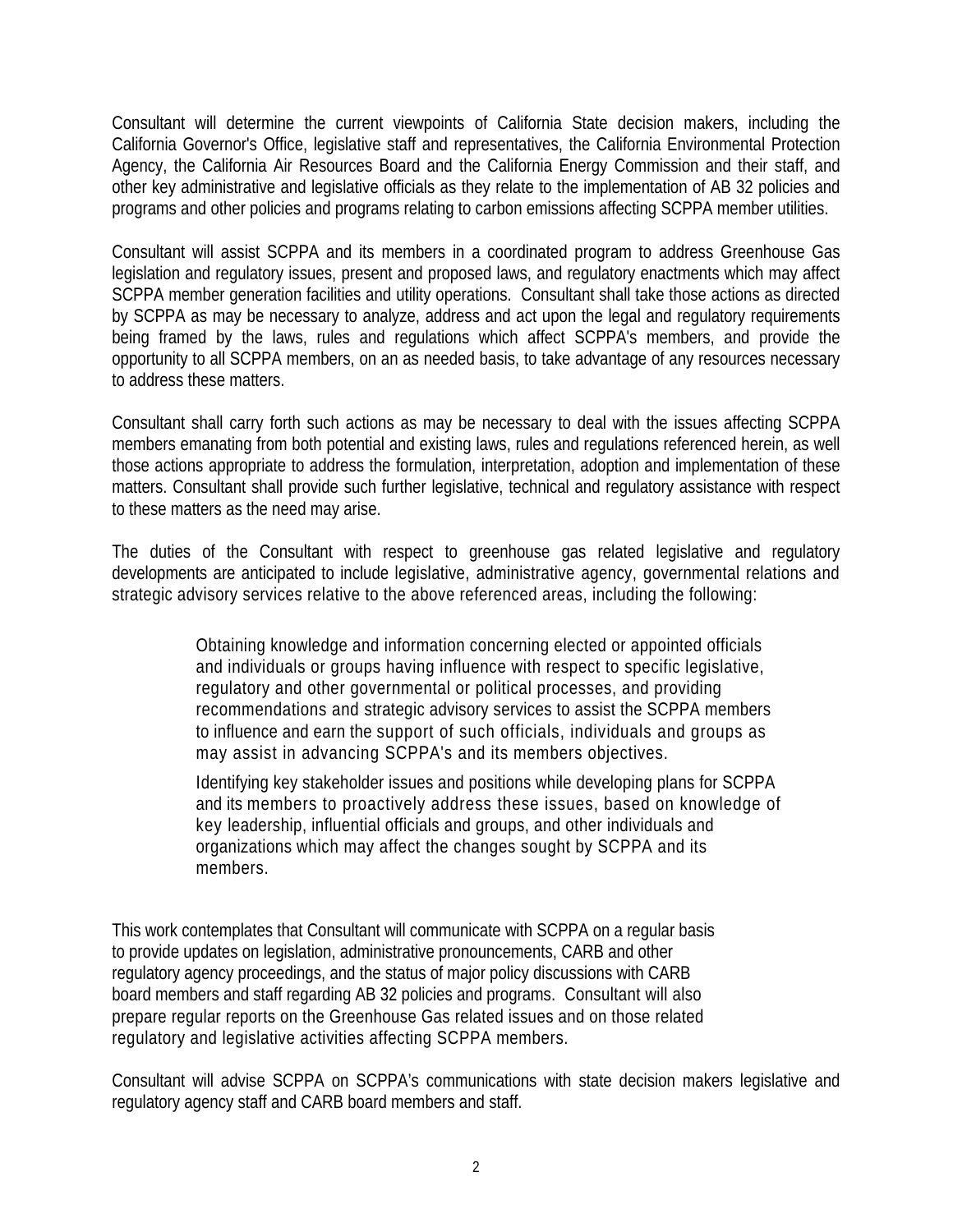Consultant will determine the current viewpoints of California State decision makers, including the California Governor's Office, legislative staff and representatives, the California Environmental Protection Agency, the California Air Resources Board and the California Energy Commission and their staff, and other key administrative and legislative officials as they relate to the implementation of AB 32 policies and programs and other policies and programs relating to carbon emissions affecting SCPPA member utilities.

Consultant will assist SCPPA and its members in a coordinated program to address Greenhouse Gas legislation and regulatory issues, present and proposed laws, and regulatory enactments which may affect SCPPA member generation facilities and utility operations. Consultant shall take those actions as directed by SCPPA as may be necessary to analyze, address and act upon the legal and regulatory requirements being framed by the laws, rules and regulations which affect SCPPA's members, and provide the opportunity to all SCPPA members, on an as needed basis, to take advantage of any resources necessary to address these matters.

Consultant shall carry forth such actions as may be necessary to deal with the issues affecting SCPPA members emanating from both potential and existing laws, rules and regulations referenced herein, as well those actions appropriate to address the formulation, interpretation, adoption and implementation of these matters. Consultant shall provide such further legislative, technical and regulatory assistance with respect to these matters as the need may arise.

The duties of the Consultant with respect to greenhouse gas related legislative and regulatory developments are anticipated to include legislative, administrative agency, governmental relations and strategic advisory services relative to the above referenced areas, including the following:

> Obtaining knowledge and information concerning elected or appointed officials and individuals or groups having influence with respect to specific legislative, regulatory and other governmental or political processes, and providing recommendations and strategic advisory services to assist the SCPPA members to influence and earn the support of such officials, individuals and groups as may assist in advancing SCPPA's and its members objectives.
>
> Identifying key stakeholder issues and positions while developing plans for SCPPA and its members to proactively address these issues, based on knowledge of key leadership, influential officials and groups, and other individuals and organizations which may affect the changes sought by SCPPA and its members.

This work contemplates that Consultant will communicate with SCPPA on a regular basis to provide updates on legislation, administrative pronouncements, CARB and other regulatory agency proceedings, and the status of major policy discussions with CARB board members and staff regarding AB 32 policies and programs. Consultant will also prepare regular reports on the Greenhouse Gas related issues and on those related regulatory and legislative activities affecting SCPPA members.

Consultant will advise SCPPA on SCPPA's communications with state decision makers legislative and regulatory agency staff and CARB board members and staff.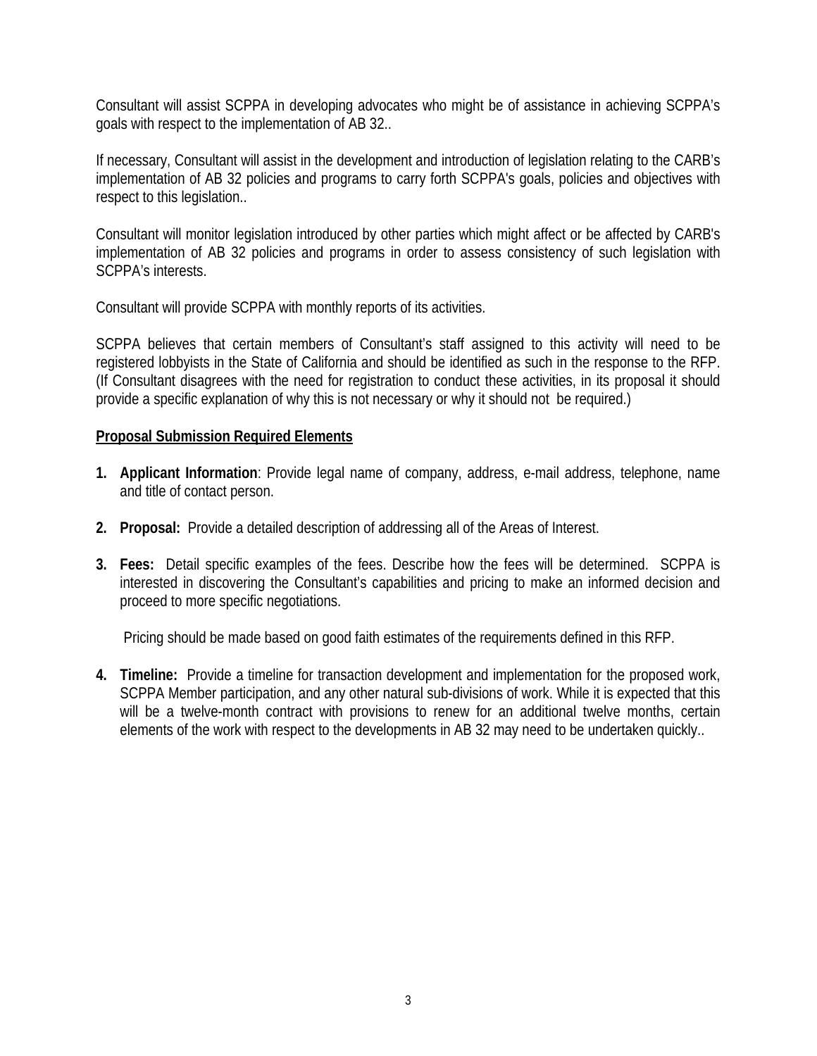Consultant will assist SCPPA in developing advocates who might be of assistance in achieving SCPPA's goals with respect to the implementation of AB 32..

If necessary, Consultant will assist in the development and introduction of legislation relating to the CARB's implementation of AB 32 policies and programs to carry forth SCPPA's goals, policies and objectives with respect to this legislation..

Consultant will monitor legislation introduced by other parties which might affect or be affected by CARB's implementation of AB 32 policies and programs in order to assess consistency of such legislation with SCPPA's interests.

Consultant will provide SCPPA with monthly reports of its activities.

SCPPA believes that certain members of Consultant's staff assigned to this activity will need to be registered lobbyists in the State of California and should be identified as such in the response to the RFP. (If Consultant disagrees with the need for registration to conduct these activities, in its proposal it should provide a specific explanation of why this is not necessary or why it should not be required.)

**Proposal Submission Required Elements**

1. **Applicant Information**: Provide legal name of company, address, e-mail address, telephone, name and title of contact person.

2. **Proposal:** Provide a detailed description of addressing all of the Areas of Interest.

3. **Fees:** Detail specific examples of the fees. Describe how the fees will be determined. SCPPA is interested in discovering the Consultant's capabilities and pricing to make an informed decision and proceed to more specific negotiations.

   Pricing should be made based on good faith estimates of the requirements defined in this RFP.

4. **Timeline:** Provide a timeline for transaction development and implementation for the proposed work, SCPPA Member participation, and any other natural sub-divisions of work. While it is expected that this will be a twelve-month contract with provisions to renew for an additional twelve months, certain elements of the work with respect to the developments in AB 32 may need to be undertaken quickly..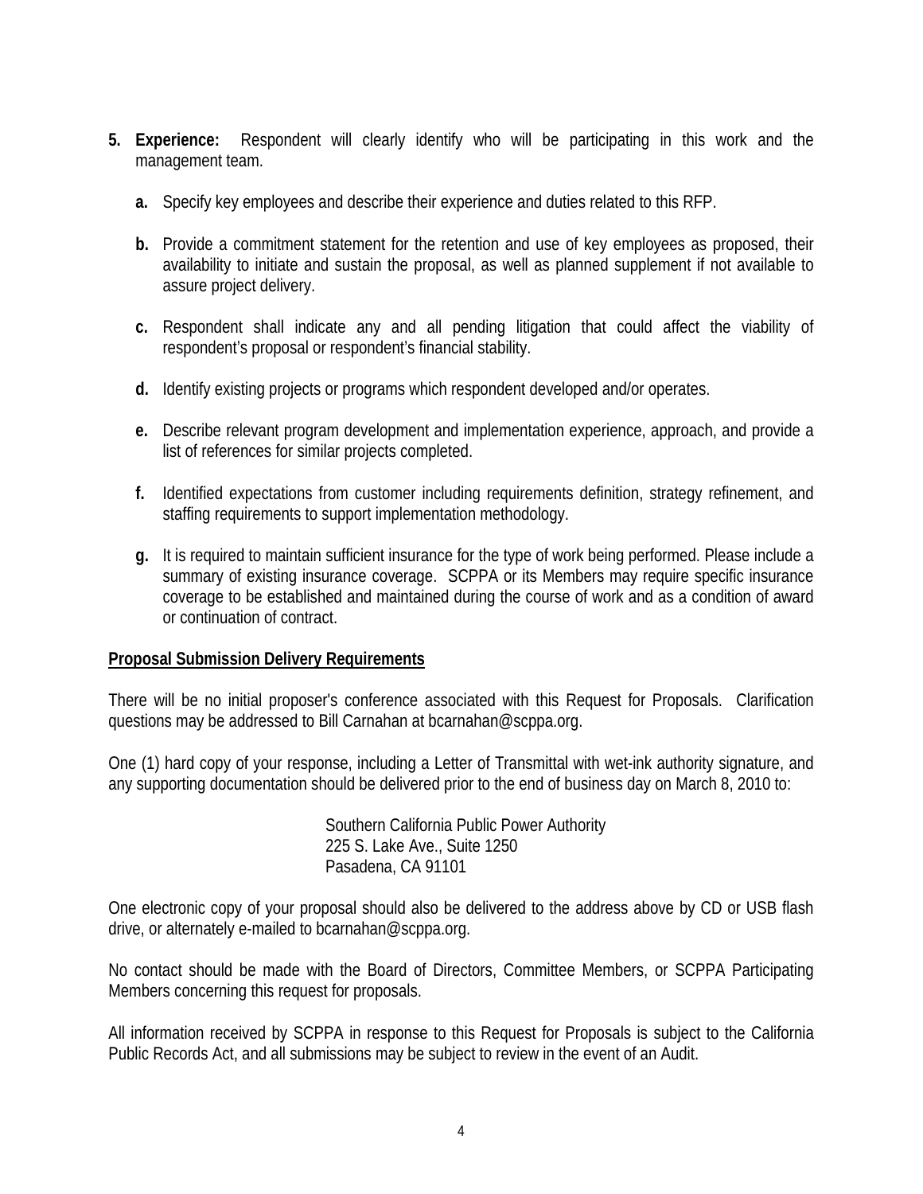5. **Experience:** Respondent will clearly identify who will be participating in this work and the management team.

   **a.** Specify key employees and describe their experience and duties related to this RFP.

   **b.** Provide a commitment statement for the retention and use of key employees as proposed, their availability to initiate and sustain the proposal, as well as planned supplement if not available to assure project delivery.

   **c.** Respondent shall indicate any and all pending litigation that could affect the viability of respondent's proposal or respondent's financial stability.

   **d.** Identify existing projects or programs which respondent developed and/or operates.

   **e.** Describe relevant program development and implementation experience, approach, and provide a list of references for similar projects completed.

   **f.** Identified expectations from customer including requirements definition, strategy refinement, and staffing requirements to support implementation methodology.

   **g.** It is required to maintain sufficient insurance for the type of work being performed. Please include a summary of existing insurance coverage. SCPPA or its Members may require specific insurance coverage to be established and maintained during the course of work and as a condition of award or continuation of contract.

**Proposal Submission Delivery Requirements**

There will be no initial proposer's conference associated with this Request for Proposals. Clarification questions may be addressed to Bill Carnahan at bcarnahan@scppa.org.

One (1) hard copy of your response, including a Letter of Transmittal with wet-ink authority signature, and any supporting documentation should be delivered prior to the end of business day on March 8, 2010 to:

Southern California Public Power Authority
225 S. Lake Ave., Suite 1250
Pasadena, CA 91101

One electronic copy of your proposal should also be delivered to the address above by CD or USB flash drive, or alternately e-mailed to bcarnahan@scppa.org.

No contact should be made with the Board of Directors, Committee Members, or SCPPA Participating Members concerning this request for proposals.

All information received by SCPPA in response to this Request for Proposals is subject to the California Public Records Act, and all submissions may be subject to review in the event of an Audit.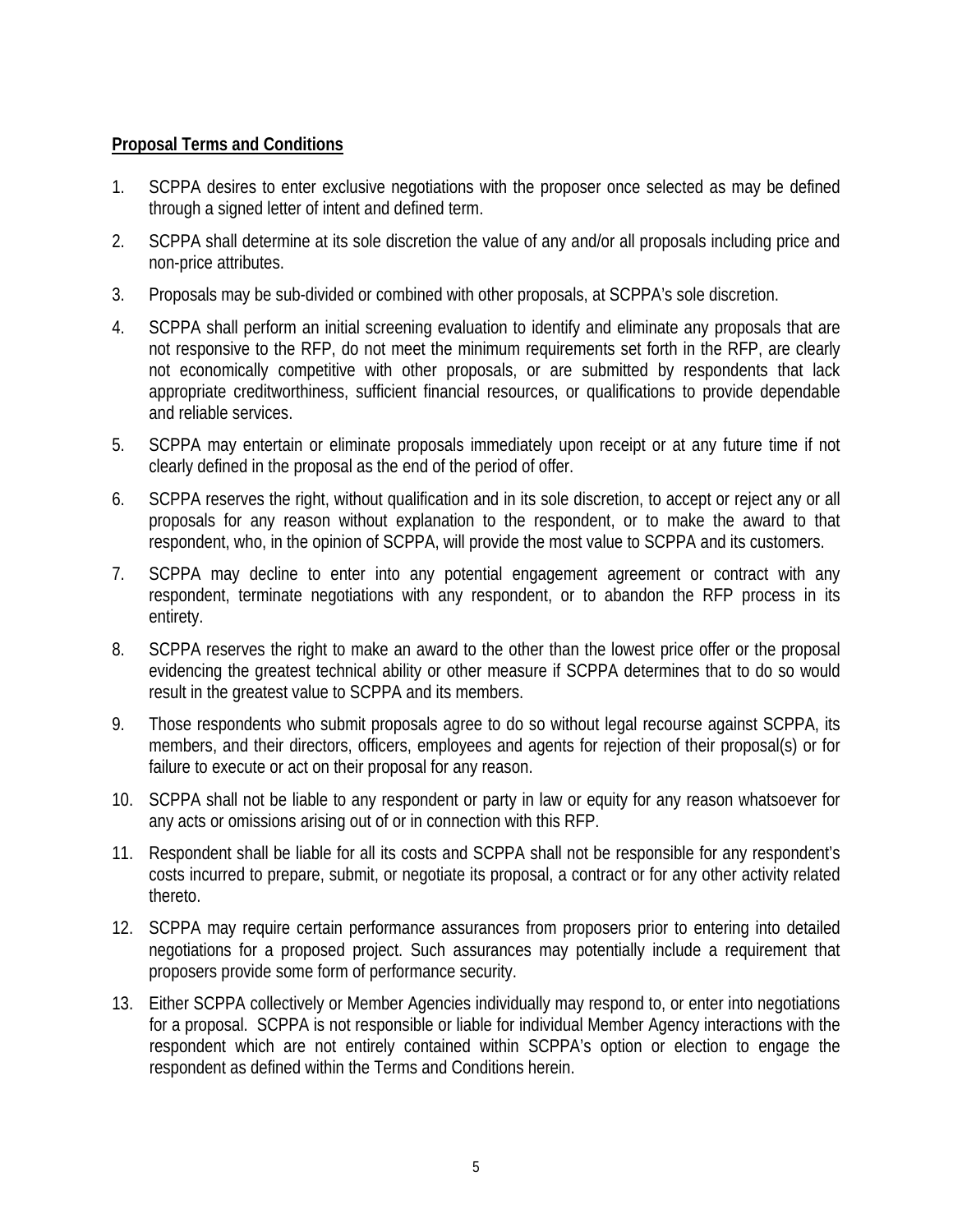**Proposal Terms and Conditions**

1. SCPPA desires to enter exclusive negotiations with the proposer once selected as may be defined through a signed letter of intent and defined term.
2. SCPPA shall determine at its sole discretion the value of any and/or all proposals including price and non-price attributes.
3. Proposals may be sub-divided or combined with other proposals, at SCPPA's sole discretion.
4. SCPPA shall perform an initial screening evaluation to identify and eliminate any proposals that are not responsive to the RFP, do not meet the minimum requirements set forth in the RFP, are clearly not economically competitive with other proposals, or are submitted by respondents that lack appropriate creditworthiness, sufficient financial resources, or qualifications to provide dependable and reliable services.
5. SCPPA may entertain or eliminate proposals immediately upon receipt or at any future time if not clearly defined in the proposal as the end of the period of offer.
6. SCPPA reserves the right, without qualification and in its sole discretion, to accept or reject any or all proposals for any reason without explanation to the respondent, or to make the award to that respondent, who, in the opinion of SCPPA, will provide the most value to SCPPA and its customers.
7. SCPPA may decline to enter into any potential engagement agreement or contract with any respondent, terminate negotiations with any respondent, or to abandon the RFP process in its entirety.
8. SCPPA reserves the right to make an award to the other than the lowest price offer or the proposal evidencing the greatest technical ability or other measure if SCPPA determines that to do so would result in the greatest value to SCPPA and its members.
9. Those respondents who submit proposals agree to do so without legal recourse against SCPPA, its members, and their directors, officers, employees and agents for rejection of their proposal(s) or for failure to execute or act on their proposal for any reason.
10. SCPPA shall not be liable to any respondent or party in law or equity for any reason whatsoever for any acts or omissions arising out of or in connection with this RFP.
11. Respondent shall be liable for all its costs and SCPPA shall not be responsible for any respondent's costs incurred to prepare, submit, or negotiate its proposal, a contract or for any other activity related thereto.
12. SCPPA may require certain performance assurances from proposers prior to entering into detailed negotiations for a proposed project. Such assurances may potentially include a requirement that proposers provide some form of performance security.
13. Either SCPPA collectively or Member Agencies individually may respond to, or enter into negotiations for a proposal. SCPPA is not responsible or liable for individual Member Agency interactions with the respondent which are not entirely contained within SCPPA's option or election to engage the respondent as defined within the Terms and Conditions herein.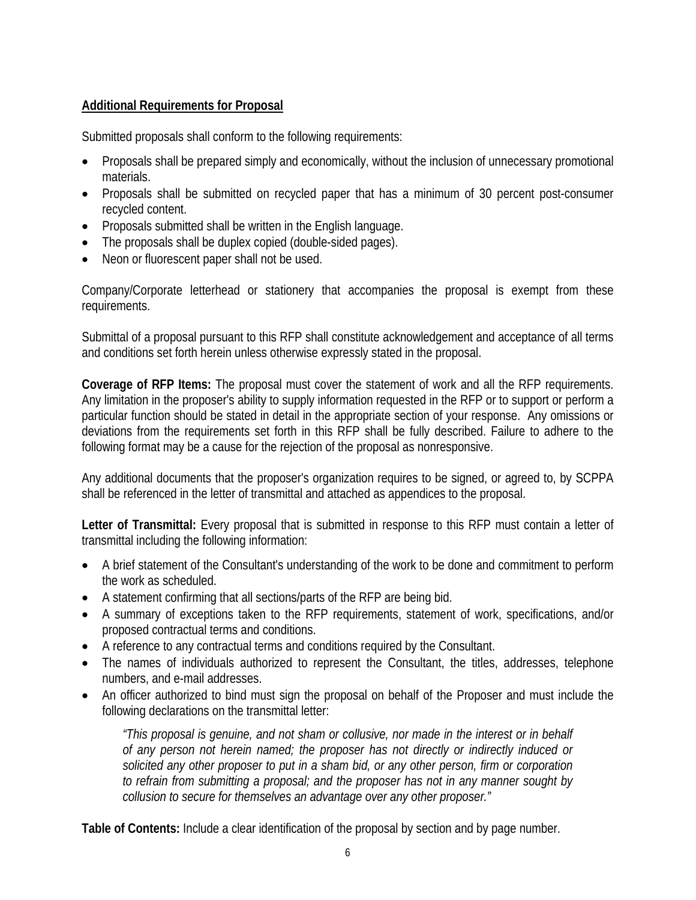**Additional Requirements for Proposal**

Submitted proposals shall conform to the following requirements:

- Proposals shall be prepared simply and economically, without the inclusion of unnecessary promotional materials.
- Proposals shall be submitted on recycled paper that has a minimum of 30 percent post-consumer recycled content.
- Proposals submitted shall be written in the English language.
- The proposals shall be duplex copied (double-sided pages).
- Neon or fluorescent paper shall not be used.

Company/Corporate letterhead or stationery that accompanies the proposal is exempt from these requirements.

Submittal of a proposal pursuant to this RFP shall constitute acknowledgement and acceptance of all terms and conditions set forth herein unless otherwise expressly stated in the proposal.

**Coverage of RFP Items:** The proposal must cover the statement of work and all the RFP requirements. Any limitation in the proposer's ability to supply information requested in the RFP or to support or perform a particular function should be stated in detail in the appropriate section of your response. Any omissions or deviations from the requirements set forth in this RFP shall be fully described. Failure to adhere to the following format may be a cause for the rejection of the proposal as nonresponsive.

Any additional documents that the proposer's organization requires to be signed, or agreed to, by SCPPA shall be referenced in the letter of transmittal and attached as appendices to the proposal.

**Letter of Transmittal:** Every proposal that is submitted in response to this RFP must contain a letter of transmittal including the following information:

- A brief statement of the Consultant's understanding of the work to be done and commitment to perform the work as scheduled.
- A statement confirming that all sections/parts of the RFP are being bid.
- A summary of exceptions taken to the RFP requirements, statement of work, specifications, and/or proposed contractual terms and conditions.
- A reference to any contractual terms and conditions required by the Consultant.
- The names of individuals authorized to represent the Consultant, the titles, addresses, telephone numbers, and e-mail addresses.
- An officer authorized to bind must sign the proposal on behalf of the Proposer and must include the following declarations on the transmittal letter:

  *"This proposal is genuine, and not sham or collusive, nor made in the interest or in behalf of any person not herein named; the proposer has not directly or indirectly induced or solicited any other proposer to put in a sham bid, or any other person, firm or corporation to refrain from submitting a proposal; and the proposer has not in any manner sought by collusion to secure for themselves an advantage over any other proposer."*

**Table of Contents:** Include a clear identification of the proposal by section and by page number.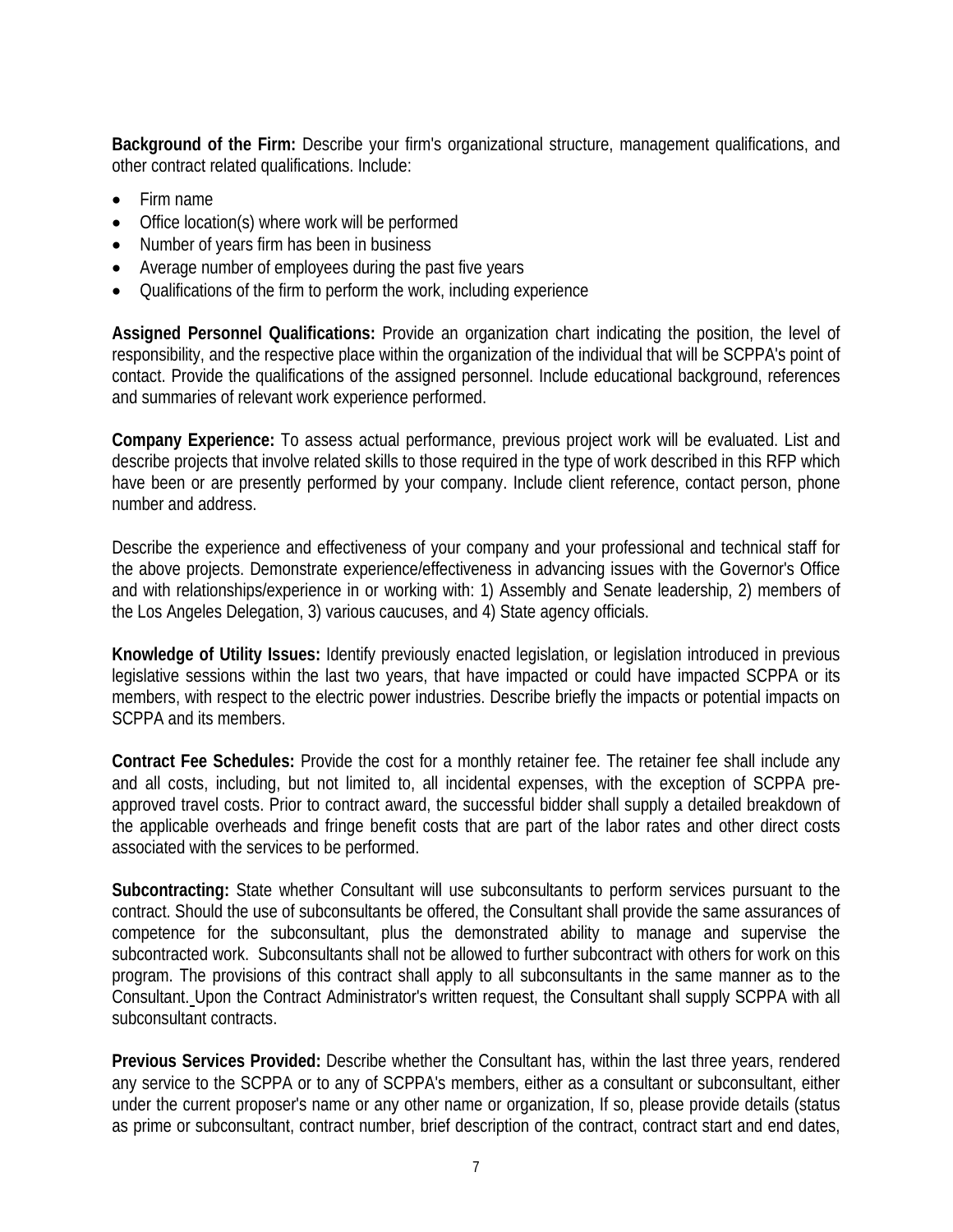**Background of the Firm:** Describe your firm's organizational structure, management qualifications, and other contract related qualifications. Include:

- Firm name
- Office location(s) where work will be performed
- Number of years firm has been in business
- Average number of employees during the past five years
- Qualifications of the firm to perform the work, including experience

**Assigned Personnel Qualifications:** Provide an organization chart indicating the position, the level of responsibility, and the respective place within the organization of the individual that will be SCPPA's point of contact. Provide the qualifications of the assigned personnel. Include educational background, references and summaries of relevant work experience performed.

**Company Experience:** To assess actual performance, previous project work will be evaluated. List and describe projects that involve related skills to those required in the type of work described in this RFP which have been or are presently performed by your company. Include client reference, contact person, phone number and address.

Describe the experience and effectiveness of your company and your professional and technical staff for the above projects. Demonstrate experience/effectiveness in advancing issues with the Governor's Office and with relationships/experience in or working with: 1) Assembly and Senate leadership, 2) members of the Los Angeles Delegation, 3) various caucuses, and 4) State agency officials.

**Knowledge of Utility Issues:** Identify previously enacted legislation, or legislation introduced in previous legislative sessions within the last two years, that have impacted or could have impacted SCPPA or its members, with respect to the electric power industries. Describe briefly the impacts or potential impacts on SCPPA and its members.

**Contract Fee Schedules:** Provide the cost for a monthly retainer fee. The retainer fee shall include any and all costs, including, but not limited to, all incidental expenses, with the exception of SCPPA pre-approved travel costs. Prior to contract award, the successful bidder shall supply a detailed breakdown of the applicable overheads and fringe benefit costs that are part of the labor rates and other direct costs associated with the services to be performed.

**Subcontracting:** State whether Consultant will use subconsultants to perform services pursuant to the contract. Should the use of subconsultants be offered, the Consultant shall provide the same assurances of competence for the subconsultant, plus the demonstrated ability to manage and supervise the subcontracted work. Subconsultants shall not be allowed to further subcontract with others for work on this program. The provisions of this contract shall apply to all subconsultants in the same manner as to the Consultant. Upon the Contract Administrator's written request, the Consultant shall supply SCPPA with all subconsultant contracts.

**Previous Services Provided:** Describe whether the Consultant has, within the last three years, rendered any service to the SCPPA or to any of SCPPA's members, either as a consultant or subconsultant, either under the current proposer's name or any other name or organization, If so, please provide details (status as prime or subconsultant, contract number, brief description of the contract, contract start and end dates,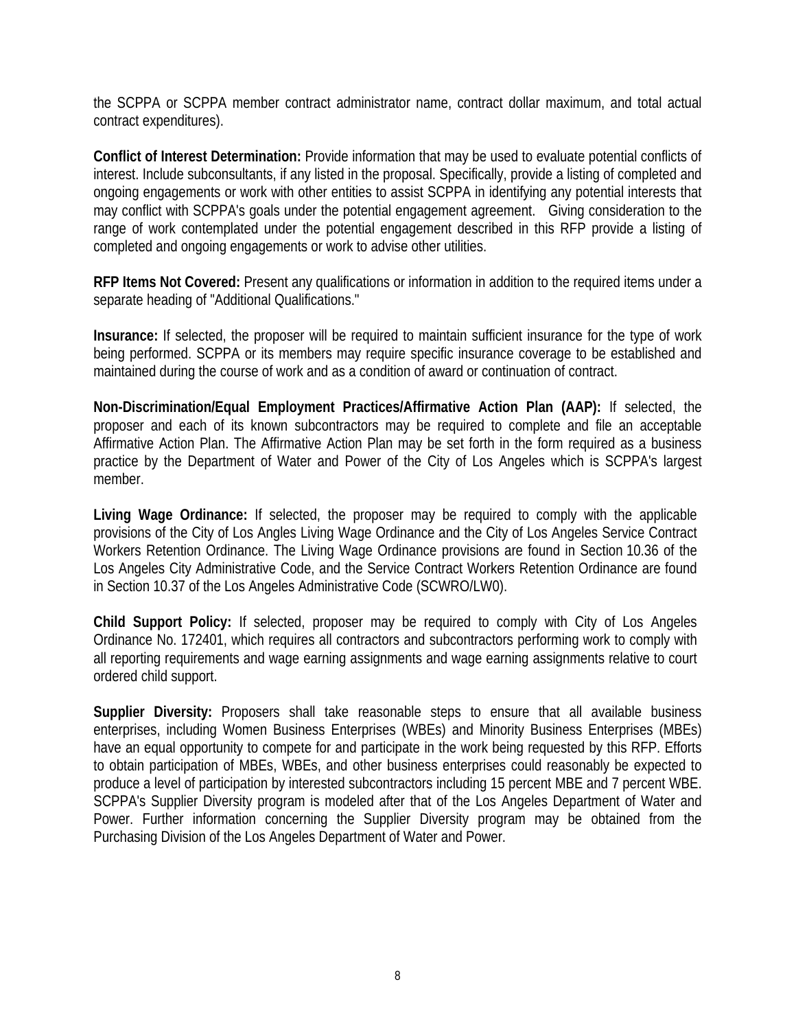the SCPPA or SCPPA member contract administrator name, contract dollar maximum, and total actual contract expenditures).

**Conflict of Interest Determination:** Provide information that may be used to evaluate potential conflicts of interest. Include subconsultants, if any listed in the proposal. Specifically, provide a listing of completed and ongoing engagements or work with other entities to assist SCPPA in identifying any potential interests that may conflict with SCPPA's goals under the potential engagement agreement. Giving consideration to the range of work contemplated under the potential engagement described in this RFP provide a listing of completed and ongoing engagements or work to advise other utilities.

**RFP Items Not Covered:** Present any qualifications or information in addition to the required items under a separate heading of "Additional Qualifications."

**Insurance:** If selected, the proposer will be required to maintain sufficient insurance for the type of work being performed. SCPPA or its members may require specific insurance coverage to be established and maintained during the course of work and as a condition of award or continuation of contract.

**Non-Discrimination/Equal Employment Practices/Affirmative Action Plan (AAP):** If selected, the proposer and each of its known subcontractors may be required to complete and file an acceptable Affirmative Action Plan. The Affirmative Action Plan may be set forth in the form required as a business practice by the Department of Water and Power of the City of Los Angeles which is SCPPA's largest member.

**Living Wage Ordinance:** If selected, the proposer may be required to comply with the applicable provisions of the City of Los Angles Living Wage Ordinance and the City of Los Angeles Service Contract Workers Retention Ordinance. The Living Wage Ordinance provisions are found in Section 10.36 of the Los Angeles City Administrative Code, and the Service Contract Workers Retention Ordinance are found in Section 10.37 of the Los Angeles Administrative Code (SCWRO/LW0).

**Child Support Policy:** If selected, proposer may be required to comply with City of Los Angeles Ordinance No. 172401, which requires all contractors and subcontractors performing work to comply with all reporting requirements and wage earning assignments and wage earning assignments relative to court ordered child support.

**Supplier Diversity:** Proposers shall take reasonable steps to ensure that all available business enterprises, including Women Business Enterprises (WBEs) and Minority Business Enterprises (MBEs) have an equal opportunity to compete for and participate in the work being requested by this RFP. Efforts to obtain participation of MBEs, WBEs, and other business enterprises could reasonably be expected to produce a level of participation by interested subcontractors including 15 percent MBE and 7 percent WBE. SCPPA's Supplier Diversity program is modeled after that of the Los Angeles Department of Water and Power. Further information concerning the Supplier Diversity program may be obtained from the Purchasing Division of the Los Angeles Department of Water and Power.